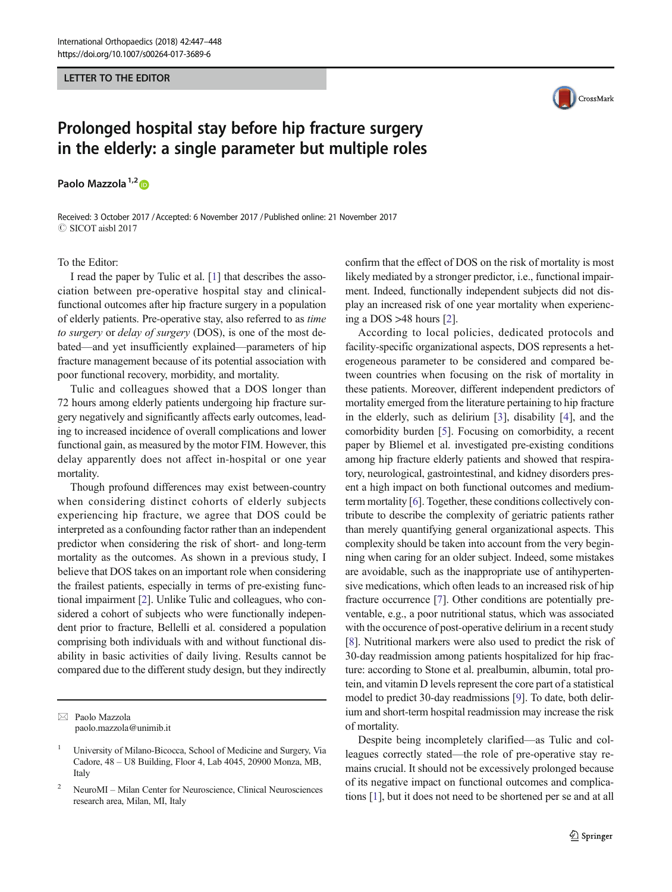LETTER TO THE EDITOR

# Prolonged hospital stay before hip fracture surgery in the elderly: a single parameter but multiple roles

**Paolo Mazzola** [1,2]

Received: 3 October 2017 / Accepted: 6 November 2017 / Published online: 21 November 2017
© SICOT aisbl 2017

To the Editor:

I read the paper by Tulic et al. [1] that describes the association between pre-operative hospital stay and clinical-functional outcomes after hip fracture surgery in a population of elderly patients. Pre-operative stay, also referred to as *time to surgery* or *delay of surgery* (DOS), is one of the most debated—and yet insufficiently explained—parameters of hip fracture management because of its potential association with poor functional recovery, morbidity, and mortality.

Tulic and colleagues showed that a DOS longer than 72 hours among elderly patients undergoing hip fracture surgery negatively and significantly affects early outcomes, leading to increased incidence of overall complications and lower functional gain, as measured by the motor FIM. However, this delay apparently does not affect in-hospital or one year mortality.

Though profound differences may exist between-country when considering distinct cohorts of elderly subjects experiencing hip fracture, we agree that DOS could be interpreted as a confounding factor rather than an independent predictor when considering the risk of short- and long-term mortality as the outcomes. As shown in a previous study, I believe that DOS takes on an important role when considering the frailest patients, especially in terms of pre-existing functional impairment [2]. Unlike Tulic and colleagues, who considered a cohort of subjects who were functionally independent prior to fracture, Bellelli et al. considered a population comprising both individuals with and without functional disability in basic activities of daily living. Results cannot be compared due to the different study design, but they indirectly confirm that the effect of DOS on the risk of mortality is most likely mediated by a stronger predictor, i.e., functional impairment. Indeed, functionally independent subjects did not display an increased risk of one year mortality when experiencing a DOS >48 hours [2].

According to local policies, dedicated protocols and facility-specific organizational aspects, DOS represents a heterogeneous parameter to be considered and compared between countries when focusing on the risk of mortality in these patients. Moreover, different independent predictors of mortality emerged from the literature pertaining to hip fracture in the elderly, such as delirium [3], disability [4], and the comorbidity burden [5]. Focusing on comorbidity, a recent paper by Bliemel et al. investigated pre-existing conditions among hip fracture elderly patients and showed that respiratory, neurological, gastrointestinal, and kidney disorders present a high impact on both functional outcomes and medium-term mortality [6]. Together, these conditions collectively contribute to describe the complexity of geriatric patients rather than merely quantifying general organizational aspects. This complexity should be taken into account from the very beginning when caring for an older subject. Indeed, some mistakes are avoidable, such as the inappropriate use of antihypertensive medications, which often leads to an increased risk of hip fracture occurrence [7]. Other conditions are potentially preventable, e.g., a poor nutritional status, which was associated with the occurence of post-operative delirium in a recent study [8]. Nutritional markers were also used to predict the risk of 30-day readmission among patients hospitalized for hip fracture: according to Stone et al. prealbumin, albumin, total protein, and vitamin D levels represent the core part of a statistical model to predict 30-day readmissions [9]. To date, both delirium and short-term hospital readmission may increase the risk of mortality.

Despite being incompletely clarified—as Tulic and colleagues correctly stated—the role of pre-operative stay remains crucial. It should not be excessively prolonged because of its negative impact on functional outcomes and complications [1], but it does not need to be shortened per se and at all

---

✉ Paolo Mazzola
paolo.mazzola@unimib.it

[1] University of Milano-Bicocca, School of Medicine and Surgery, Via Cadore, 48 – U8 Building, Floor 4, Lab 4045, 20900 Monza, MB, Italy

[2] NeuroMI – Milan Center for Neuroscience, Clinical Neurosciences research area, Milan, MI, Italy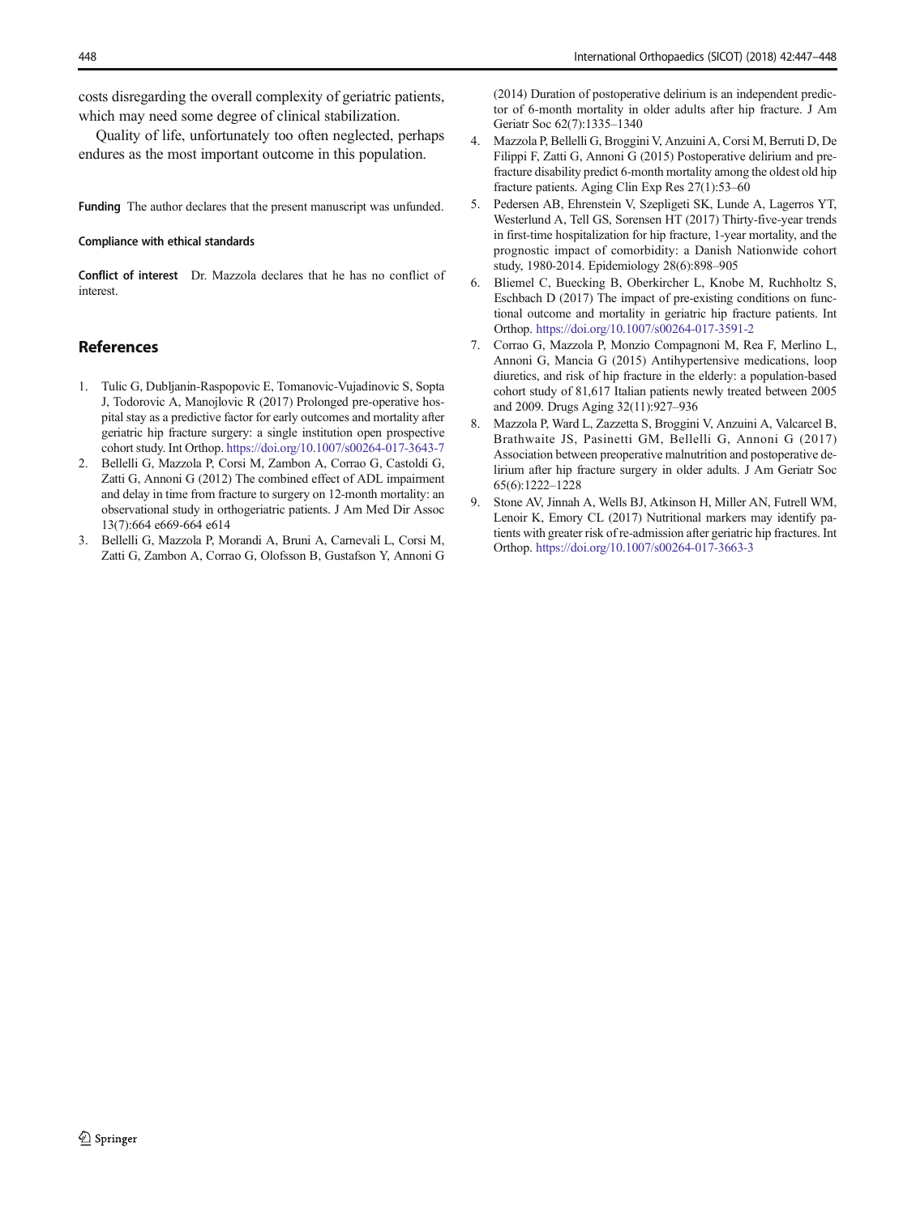costs disregarding the overall complexity of geriatric patients, which may need some degree of clinical stabilization.

Quality of life, unfortunately too often neglected, perhaps endures as the most important outcome in this population.

**Funding** The author declares that the present manuscript was unfunded.

**Compliance with ethical standards**

**Conflict of interest** Dr. Mazzola declares that he has no conflict of interest.

## References

1. Tulic G, Dubljanin-Raspopovic E, Tomanovic-Vujadinovic S, Sopta J, Todorovic A, Manojlovic R (2017) Prolonged pre-operative hospital stay as a predictive factor for early outcomes and mortality after geriatric hip fracture surgery: a single institution open prospective cohort study. Int Orthop. https://doi.org/10.1007/s00264-017-3643-7
2. Bellelli G, Mazzola P, Corsi M, Zambon A, Corrao G, Castoldi G, Zatti G, Annoni G (2012) The combined effect of ADL impairment and delay in time from fracture to surgery on 12-month mortality: an observational study in orthogeriatric patients. J Am Med Dir Assoc 13(7):664 e669-664 e614
3. Bellelli G, Mazzola P, Morandi A, Bruni A, Carnevali L, Corsi M, Zatti G, Zambon A, Corrao G, Olofsson B, Gustafson Y, Annoni G (2014) Duration of postoperative delirium is an independent predictor of 6-month mortality in older adults after hip fracture. J Am Geriatr Soc 62(7):1335–1340
4. Mazzola P, Bellelli G, Broggini V, Anzuini A, Corsi M, Berruti D, De Filippi F, Zatti G, Annoni G (2015) Postoperative delirium and pre-fracture disability predict 6-month mortality among the oldest old hip fracture patients. Aging Clin Exp Res 27(1):53–60
5. Pedersen AB, Ehrenstein V, Szepligeti SK, Lunde A, Lagerros YT, Westerlund A, Tell GS, Sorensen HT (2017) Thirty-five-year trends in first-time hospitalization for hip fracture, 1-year mortality, and the prognostic impact of comorbidity: a Danish Nationwide cohort study, 1980-2014. Epidemiology 28(6):898–905
6. Bliemel C, Buecking B, Oberkircher L, Knobe M, Ruchholtz S, Eschbach D (2017) The impact of pre-existing conditions on functional outcome and mortality in geriatric hip fracture patients. Int Orthop. https://doi.org/10.1007/s00264-017-3591-2
7. Corrao G, Mazzola P, Monzio Compagnoni M, Rea F, Merlino L, Annoni G, Mancia G (2015) Antihypertensive medications, loop diuretics, and risk of hip fracture in the elderly: a population-based cohort study of 81,617 Italian patients newly treated between 2005 and 2009. Drugs Aging 32(11):927–936
8. Mazzola P, Ward L, Zazzetta S, Broggini V, Anzuini A, Valcarcel B, Brathwaite JS, Pasinetti GM, Bellelli G, Annoni G (2017) Association between preoperative malnutrition and postoperative delirium after hip fracture surgery in older adults. J Am Geriatr Soc 65(6):1222–1228
9. Stone AV, Jinnah A, Wells BJ, Atkinson H, Miller AN, Futrell WM, Lenoir K, Emory CL (2017) Nutritional markers may identify patients with greater risk of re-admission after geriatric hip fractures. Int Orthop. https://doi.org/10.1007/s00264-017-3663-3